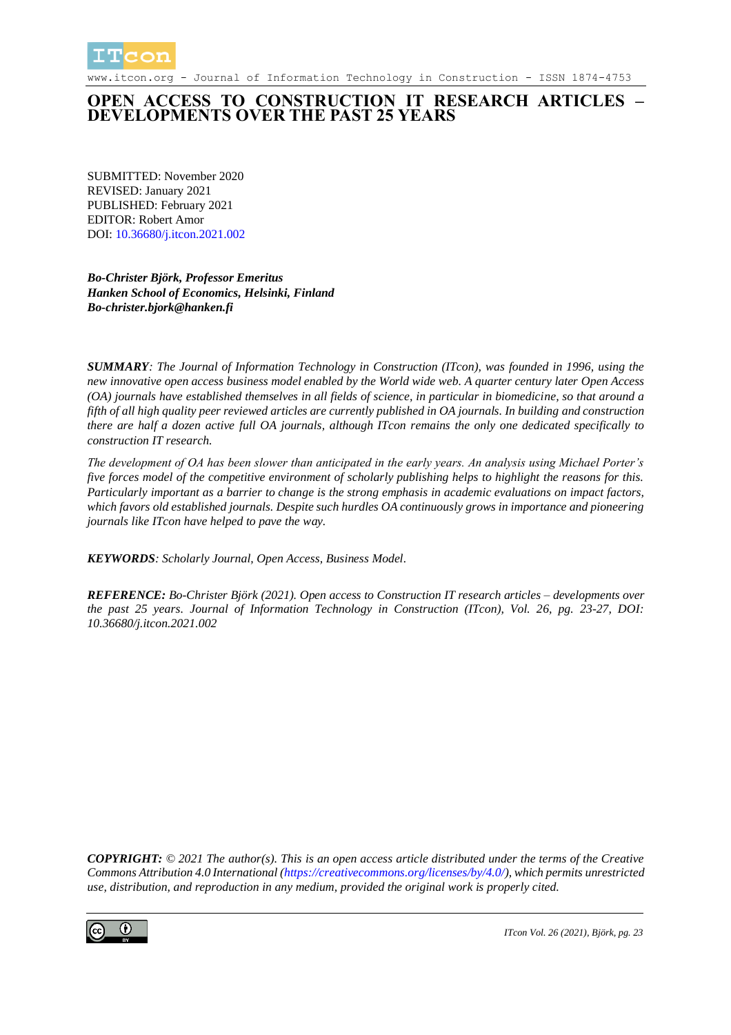# OPEN ACCESS TO CONSTRUCTION IT RESEARCH ARTICLES – DEVELOPMENTS OVER THE PAST 25 YEARS

SUBMITTED: November 2020
REVISED: January 2021
PUBLISHED: February 2021
EDITOR: Robert Amor
DOI: 10.36680/j.itcon.2021.002

***Bo-Christer Björk, Professor Emeritus***
***Hanken School of Economics, Helsinki, Finland***
***Bo-christer.bjork@hanken.fi***

***SUMMARY**: The Journal of Information Technology in Construction (ITcon), was founded in 1996, using the new innovative open access business model enabled by the World wide web. A quarter century later Open Access (OA) journals have established themselves in all fields of science, in particular in biomedicine, so that around a fifth of all high quality peer reviewed articles are currently published in OA journals. In building and construction there are half a dozen active full OA journals, although ITcon remains the only one dedicated specifically to construction IT research.*

*The development of OA has been slower than anticipated in the early years. An analysis using Michael Porter's five forces model of the competitive environment of scholarly publishing helps to highlight the reasons for this. Particularly important as a barrier to change is the strong emphasis in academic evaluations on impact factors, which favors old established journals. Despite such hurdles OA continuously grows in importance and pioneering journals like ITcon have helped to pave the way.*

***KEYWORDS**: Scholarly Journal, Open Access, Business Model.*

***REFERENCE:** Bo-Christer Björk (2021). Open access to Construction IT research articles – developments over the past 25 years. Journal of Information Technology in Construction (ITcon), Vol. 26, pg. 23-27, DOI: 10.36680/j.itcon.2021.002*

***COPYRIGHT:** © 2021 The author(s). This is an open access article distributed under the terms of the Creative Commons Attribution 4.0 International (https://creativecommons.org/licenses/by/4.0/), which permits unrestricted use, distribution, and reproduction in any medium, provided the original work is properly cited.*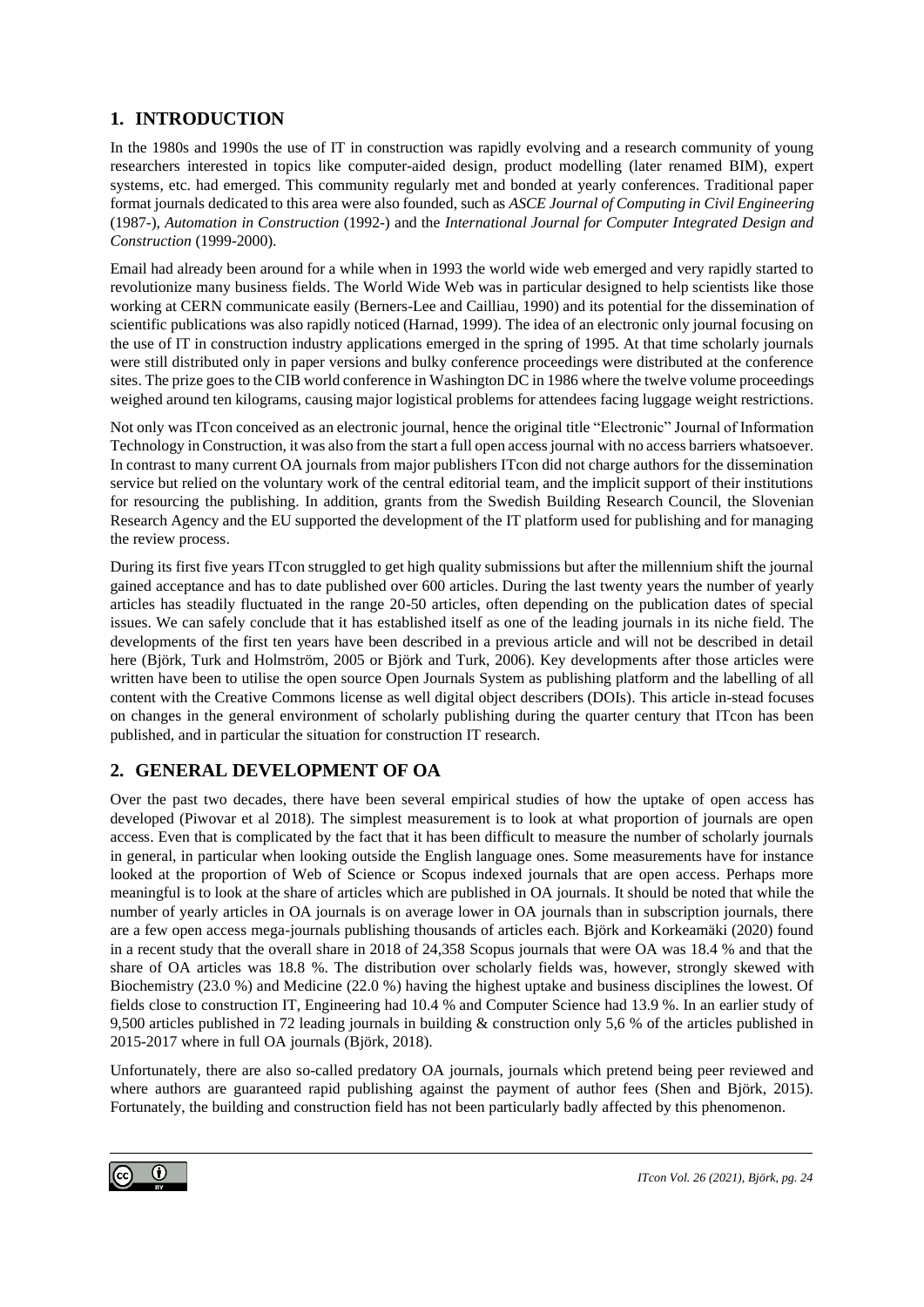## 1. INTRODUCTION

In the 1980s and 1990s the use of IT in construction was rapidly evolving and a research community of young researchers interested in topics like computer-aided design, product modelling (later renamed BIM), expert systems, etc. had emerged. This community regularly met and bonded at yearly conferences. Traditional paper format journals dedicated to this area were also founded, such as *ASCE Journal of Computing in Civil Engineering* (1987-), *Automation in Construction* (1992-) and the *International Journal for Computer Integrated Design and Construction* (1999-2000).

Email had already been around for a while when in 1993 the world wide web emerged and very rapidly started to revolutionize many business fields. The World Wide Web was in particular designed to help scientists like those working at CERN communicate easily (Berners-Lee and Cailliau, 1990) and its potential for the dissemination of scientific publications was also rapidly noticed (Harnad, 1999). The idea of an electronic only journal focusing on the use of IT in construction industry applications emerged in the spring of 1995. At that time scholarly journals were still distributed only in paper versions and bulky conference proceedings were distributed at the conference sites. The prize goes to the CIB world conference in Washington DC in 1986 where the twelve volume proceedings weighed around ten kilograms, causing major logistical problems for attendees facing luggage weight restrictions.

Not only was ITcon conceived as an electronic journal, hence the original title "Electronic" Journal of Information Technology in Construction, it was also from the start a full open access journal with no access barriers whatsoever. In contrast to many current OA journals from major publishers ITcon did not charge authors for the dissemination service but relied on the voluntary work of the central editorial team, and the implicit support of their institutions for resourcing the publishing. In addition, grants from the Swedish Building Research Council, the Slovenian Research Agency and the EU supported the development of the IT platform used for publishing and for managing the review process.

During its first five years ITcon struggled to get high quality submissions but after the millennium shift the journal gained acceptance and has to date published over 600 articles. During the last twenty years the number of yearly articles has steadily fluctuated in the range 20-50 articles, often depending on the publication dates of special issues. We can safely conclude that it has established itself as one of the leading journals in its niche field. The developments of the first ten years have been described in a previous article and will not be described in detail here (Björk, Turk and Holmström, 2005 or Björk and Turk, 2006). Key developments after those articles were written have been to utilise the open source Open Journals System as publishing platform and the labelling of all content with the Creative Commons license as well digital object describers (DOIs). This article in-stead focuses on changes in the general environment of scholarly publishing during the quarter century that ITcon has been published, and in particular the situation for construction IT research.

## 2. GENERAL DEVELOPMENT OF OA

Over the past two decades, there have been several empirical studies of how the uptake of open access has developed (Piwovar et al 2018). The simplest measurement is to look at what proportion of journals are open access. Even that is complicated by the fact that it has been difficult to measure the number of scholarly journals in general, in particular when looking outside the English language ones. Some measurements have for instance looked at the proportion of Web of Science or Scopus indexed journals that are open access. Perhaps more meaningful is to look at the share of articles which are published in OA journals. It should be noted that while the number of yearly articles in OA journals is on average lower in OA journals than in subscription journals, there are a few open access mega-journals publishing thousands of articles each. Björk and Korkeamäki (2020) found in a recent study that the overall share in 2018 of 24,358 Scopus journals that were OA was 18.4 % and that the share of OA articles was 18.8 %. The distribution over scholarly fields was, however, strongly skewed with Biochemistry (23.0 %) and Medicine (22.0 %) having the highest uptake and business disciplines the lowest. Of fields close to construction IT, Engineering had 10.4 % and Computer Science had 13.9 %. In an earlier study of 9,500 articles published in 72 leading journals in building & construction only 5,6 % of the articles published in 2015-2017 where in full OA journals (Björk, 2018).

Unfortunately, there are also so-called predatory OA journals, journals which pretend being peer reviewed and where authors are guaranteed rapid publishing against the payment of author fees (Shen and Björk, 2015). Fortunately, the building and construction field has not been particularly badly affected by this phenomenon.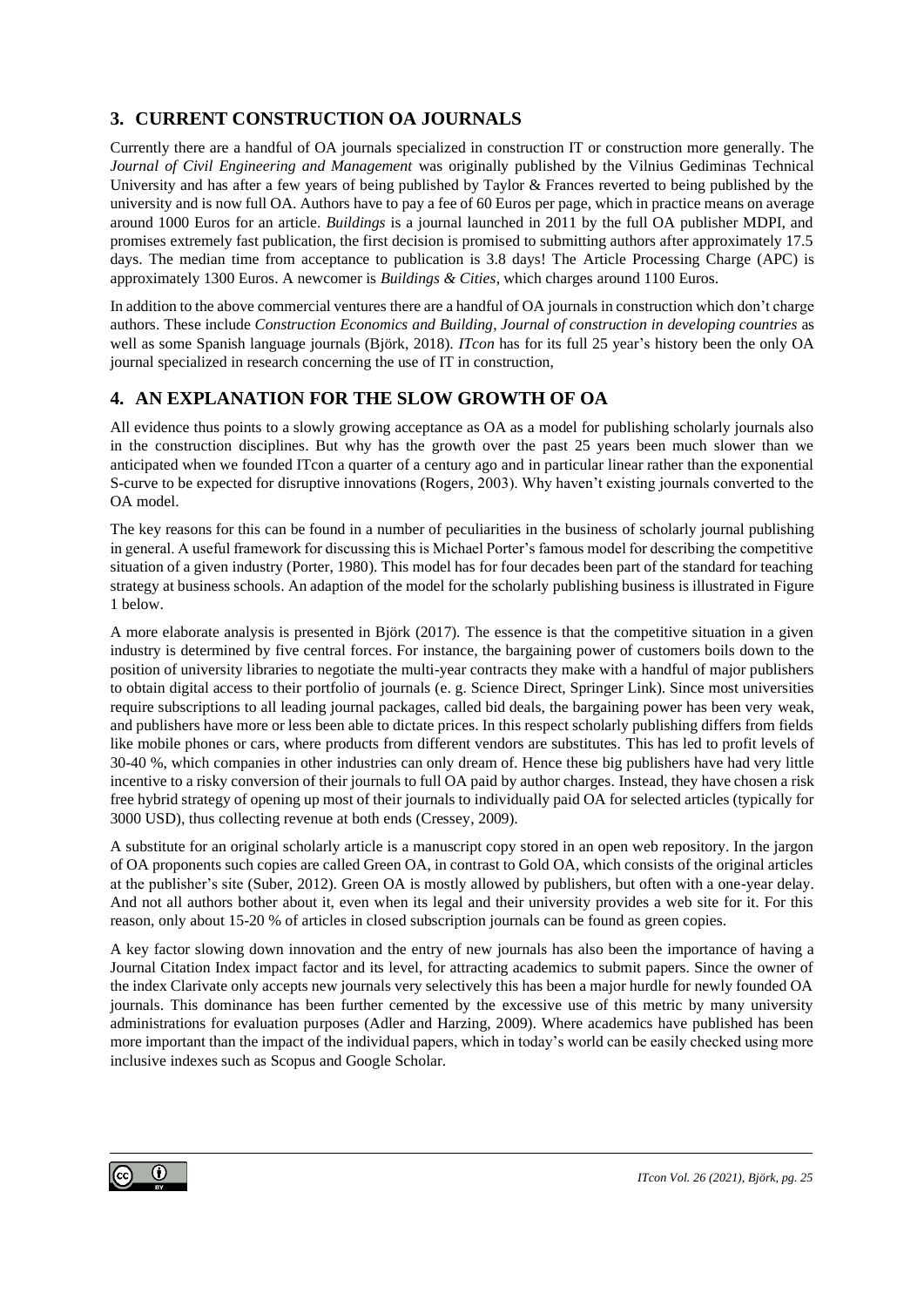## 3. CURRENT CONSTRUCTION OA JOURNALS

Currently there are a handful of OA journals specialized in construction IT or construction more generally. The *Journal of Civil Engineering and Management* was originally published by the Vilnius Gediminas Technical University and has after a few years of being published by Taylor & Frances reverted to being published by the university and is now full OA. Authors have to pay a fee of 60 Euros per page, which in practice means on average around 1000 Euros for an article. *Buildings* is a journal launched in 2011 by the full OA publisher MDPI, and promises extremely fast publication, the first decision is promised to submitting authors after approximately 17.5 days. The median time from acceptance to publication is 3.8 days! The Article Processing Charge (APC) is approximately 1300 Euros. A newcomer is *Buildings & Cities*, which charges around 1100 Euros.

In addition to the above commercial ventures there are a handful of OA journals in construction which don't charge authors. These include *Construction Economics and Building*, *Journal of construction in developing countries* as well as some Spanish language journals (Björk, 2018). *ITcon* has for its full 25 year's history been the only OA journal specialized in research concerning the use of IT in construction,

## 4. AN EXPLANATION FOR THE SLOW GROWTH OF OA

All evidence thus points to a slowly growing acceptance as OA as a model for publishing scholarly journals also in the construction disciplines. But why has the growth over the past 25 years been much slower than we anticipated when we founded ITcon a quarter of a century ago and in particular linear rather than the exponential S-curve to be expected for disruptive innovations (Rogers, 2003). Why haven't existing journals converted to the OA model.

The key reasons for this can be found in a number of peculiarities in the business of scholarly journal publishing in general. A useful framework for discussing this is Michael Porter's famous model for describing the competitive situation of a given industry (Porter, 1980). This model has for four decades been part of the standard for teaching strategy at business schools. An adaption of the model for the scholarly publishing business is illustrated in Figure 1 below.

A more elaborate analysis is presented in Björk (2017). The essence is that the competitive situation in a given industry is determined by five central forces. For instance, the bargaining power of customers boils down to the position of university libraries to negotiate the multi-year contracts they make with a handful of major publishers to obtain digital access to their portfolio of journals (e. g. Science Direct, Springer Link). Since most universities require subscriptions to all leading journal packages, called bid deals, the bargaining power has been very weak, and publishers have more or less been able to dictate prices. In this respect scholarly publishing differs from fields like mobile phones or cars, where products from different vendors are substitutes. This has led to profit levels of 30-40 %, which companies in other industries can only dream of. Hence these big publishers have had very little incentive to a risky conversion of their journals to full OA paid by author charges. Instead, they have chosen a risk free hybrid strategy of opening up most of their journals to individually paid OA for selected articles (typically for 3000 USD), thus collecting revenue at both ends (Cressey, 2009).

A substitute for an original scholarly article is a manuscript copy stored in an open web repository. In the jargon of OA proponents such copies are called Green OA, in contrast to Gold OA, which consists of the original articles at the publisher's site (Suber, 2012). Green OA is mostly allowed by publishers, but often with a one-year delay. And not all authors bother about it, even when its legal and their university provides a web site for it. For this reason, only about 15-20 % of articles in closed subscription journals can be found as green copies.

A key factor slowing down innovation and the entry of new journals has also been the importance of having a Journal Citation Index impact factor and its level, for attracting academics to submit papers. Since the owner of the index Clarivate only accepts new journals very selectively this has been a major hurdle for newly founded OA journals. This dominance has been further cemented by the excessive use of this metric by many university administrations for evaluation purposes (Adler and Harzing, 2009). Where academics have published has been more important than the impact of the individual papers, which in today's world can be easily checked using more inclusive indexes such as Scopus and Google Scholar.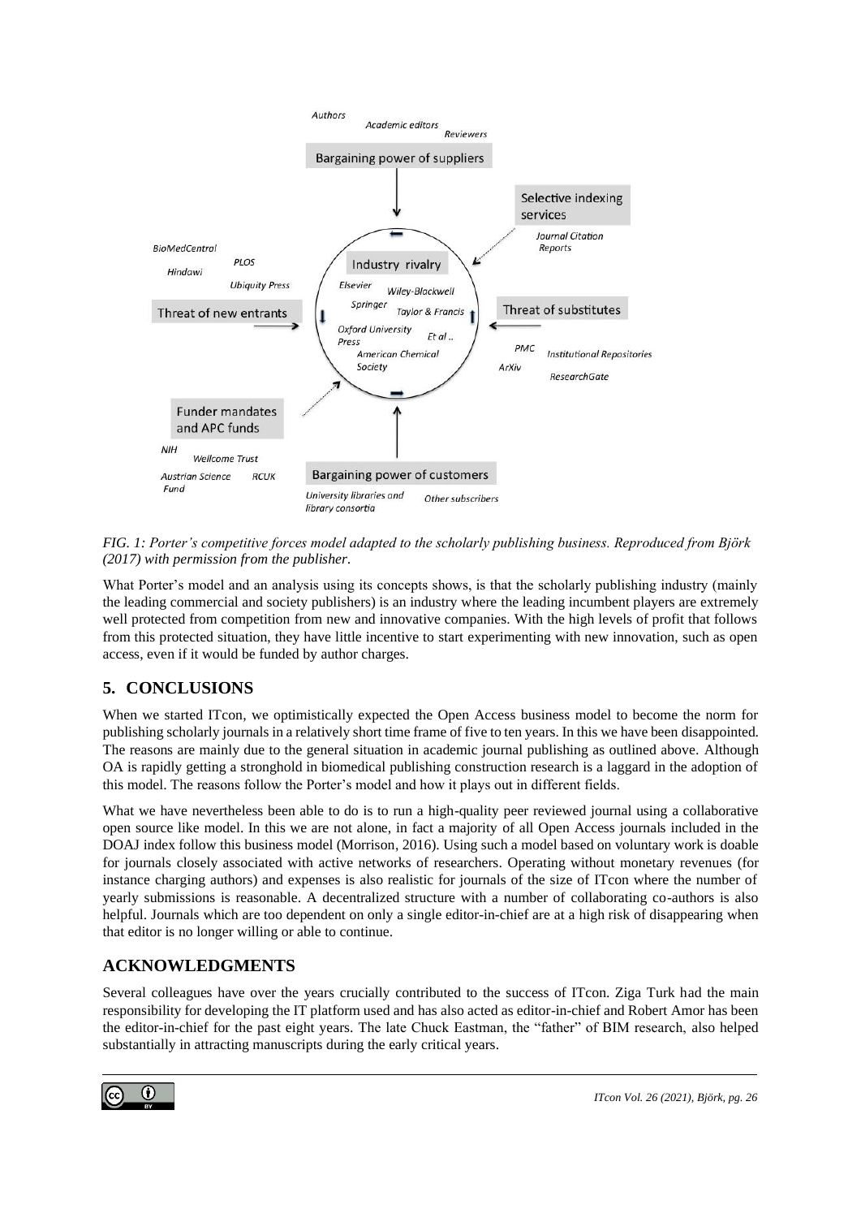Authors
Academic editors
Reviewers

Bargaining power of suppliers

Selective indexing services

Journal Citation Reports

BioMedCentral
PLOS
Hindawi
Ubiquity Press

Industry rivalry

Elsevier
Wiley-Blackwell
Springer
Taylor & Francis
Oxford University Press
Et al ..
American Chemical Society

Threat of new entrants

Threat of substitutes

PMC
Institutional Repositories
ArXiv
ResearchGate

Funder mandates and APC funds

NIH
Wellcome Trust
Austrian Science Fund
RCUK

Bargaining power of customers

University libraries and library consortia
Other subscribers

*FIG. 1: Porter's competitive forces model adapted to the scholarly publishing business. Reproduced from Björk (2017) with permission from the publisher.*

What Porter's model and an analysis using its concepts shows, is that the scholarly publishing industry (mainly the leading commercial and society publishers) is an industry where the leading incumbent players are extremely well protected from competition from new and innovative companies. With the high levels of profit that follows from this protected situation, they have little incentive to start experimenting with new innovation, such as open access, even if it would be funded by author charges.

## 5. CONCLUSIONS

When we started ITcon, we optimistically expected the Open Access business model to become the norm for publishing scholarly journals in a relatively short time frame of five to ten years. In this we have been disappointed. The reasons are mainly due to the general situation in academic journal publishing as outlined above. Although OA is rapidly getting a stronghold in biomedical publishing construction research is a laggard in the adoption of this model. The reasons follow the Porter's model and how it plays out in different fields.

What we have nevertheless been able to do is to run a high-quality peer reviewed journal using a collaborative open source like model. In this we are not alone, in fact a majority of all Open Access journals included in the DOAJ index follow this business model (Morrison, 2016). Using such a model based on voluntary work is doable for journals closely associated with active networks of researchers. Operating without monetary revenues (for instance charging authors) and expenses is also realistic for journals of the size of ITcon where the number of yearly submissions is reasonable. A decentralized structure with a number of collaborating co-authors is also helpful. Journals which are too dependent on only a single editor-in-chief are at a high risk of disappearing when that editor is no longer willing or able to continue.

## ACKNOWLEDGMENTS

Several colleagues have over the years crucially contributed to the success of ITcon. Ziga Turk had the main responsibility for developing the IT platform used and has also acted as editor-in-chief and Robert Amor has been the editor-in-chief for the past eight years. The late Chuck Eastman, the "father" of BIM research, also helped substantially in attracting manuscripts during the early critical years.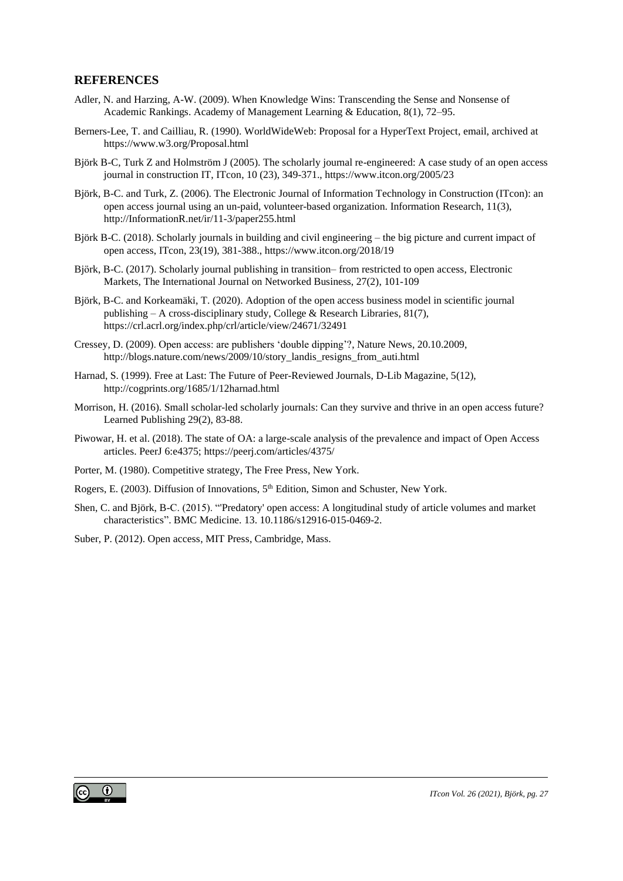## REFERENCES

Adler, N. and Harzing, A-W. (2009). When Knowledge Wins: Transcending the Sense and Nonsense of Academic Rankings. Academy of Management Learning & Education, 8(1), 72–95.

Berners-Lee, T. and Cailliau, R. (1990). WorldWideWeb: Proposal for a HyperText Project, email, archived at https://www.w3.org/Proposal.html

Björk B-C, Turk Z and Holmström J (2005). The scholarly journal re-engineered: A case study of an open access journal in construction IT, ITcon, 10 (23), 349-371., https://www.itcon.org/2005/23

Björk, B-C. and Turk, Z. (2006). The Electronic Journal of Information Technology in Construction (ITcon): an open access journal using an un-paid, volunteer-based organization. Information Research, 11(3), http://InformationR.net/ir/11-3/paper255.html

Björk B-C. (2018). Scholarly journals in building and civil engineering – the big picture and current impact of open access, ITcon, 23(19), 381-388., https://www.itcon.org/2018/19

Björk, B-C. (2017). Scholarly journal publishing in transition– from restricted to open access, Electronic Markets, The International Journal on Networked Business, 27(2), 101-109

Björk, B-C. and Korkeamäki, T. (2020). Adoption of the open access business model in scientific journal publishing – A cross-disciplinary study, College & Research Libraries, 81(7), https://crl.acrl.org/index.php/crl/article/view/24671/32491

Cressey, D. (2009). Open access: are publishers 'double dipping'?, Nature News, 20.10.2009, http://blogs.nature.com/news/2009/10/story_landis_resigns_from_auti.html

Harnad, S. (1999). Free at Last: The Future of Peer-Reviewed Journals, D-Lib Magazine, 5(12), http://cogprints.org/1685/1/12harnad.html

Morrison, H. (2016). Small scholar-led scholarly journals: Can they survive and thrive in an open access future? Learned Publishing 29(2), 83-88.

Piwowar, H. et al. (2018). The state of OA: a large-scale analysis of the prevalence and impact of Open Access articles. PeerJ 6:e4375; https://peerj.com/articles/4375/

Porter, M. (1980). Competitive strategy, The Free Press, New York.

Rogers, E. (2003). Diffusion of Innovations, 5th Edition, Simon and Schuster, New York.

Shen, C. and Björk, B-C. (2015). "'Predatory' open access: A longitudinal study of article volumes and market characteristics". BMC Medicine. 13. 10.1186/s12916-015-0469-2.

Suber, P. (2012). Open access, MIT Press, Cambridge, Mass.